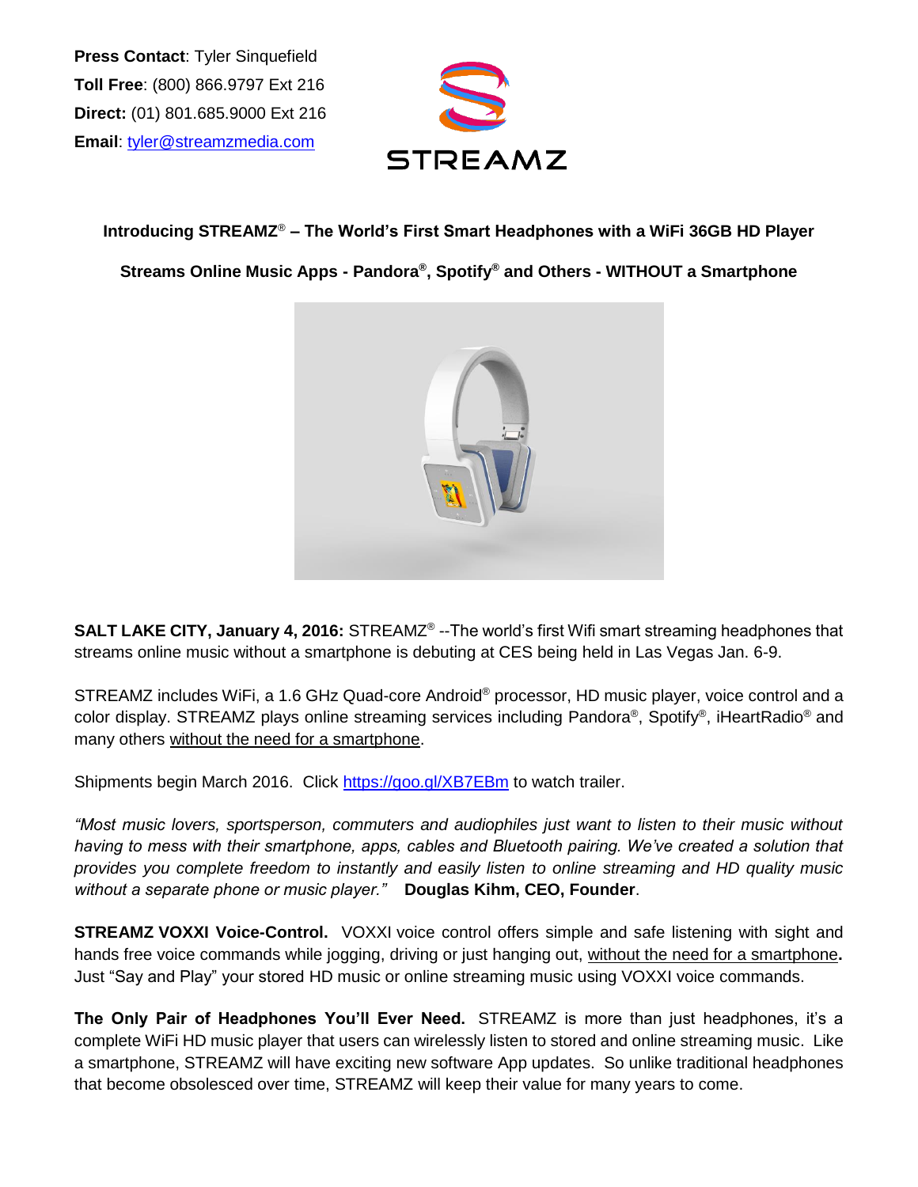**Press Contact**: Tyler Sinquefield
**Toll Free**: (800) 866.9797 Ext 216
**Direct:** (01) 801.685.9000 Ext 216
**Email**: tyler@streamzmedia.com

STREAMZ

**Introducing STREAMZ® – The World's First Smart Headphones with a WiFi 36GB HD Player**

**Streams Online Music Apps - Pandora®, Spotify® and Others - WITHOUT a Smartphone**

**SALT LAKE CITY, January 4, 2016:** STREAMZ® --The world's first Wifi smart streaming headphones that streams online music without a smartphone is debuting at CES being held in Las Vegas Jan. 6-9.

STREAMZ includes WiFi, a 1.6 GHz Quad-core Android® processor, HD music player, voice control and a color display. STREAMZ plays online streaming services including Pandora®, Spotify®, iHeartRadio® and many others without the need for a smartphone.

Shipments begin March 2016. Click https://goo.gl/XB7EBm to watch trailer.

*"Most music lovers, sportsperson, commuters and audiophiles just want to listen to their music without having to mess with their smartphone, apps, cables and Bluetooth pairing. We've created a solution that provides you complete freedom to instantly and easily listen to online streaming and HD quality music without a separate phone or music player."* **Douglas Kihm, CEO, Founder**.

**STREAMZ VOXXI Voice-Control.** VOXXI voice control offers simple and safe listening with sight and hands free voice commands while jogging, driving or just hanging out, without the need for a smartphone**.** Just "Say and Play" your stored HD music or online streaming music using VOXXI voice commands.

**The Only Pair of Headphones You'll Ever Need.** STREAMZ is more than just headphones, it's a complete WiFi HD music player that users can wirelessly listen to stored and online streaming music. Like a smartphone, STREAMZ will have exciting new software App updates. So unlike traditional headphones that become obsolesced over time, STREAMZ will keep their value for many years to come.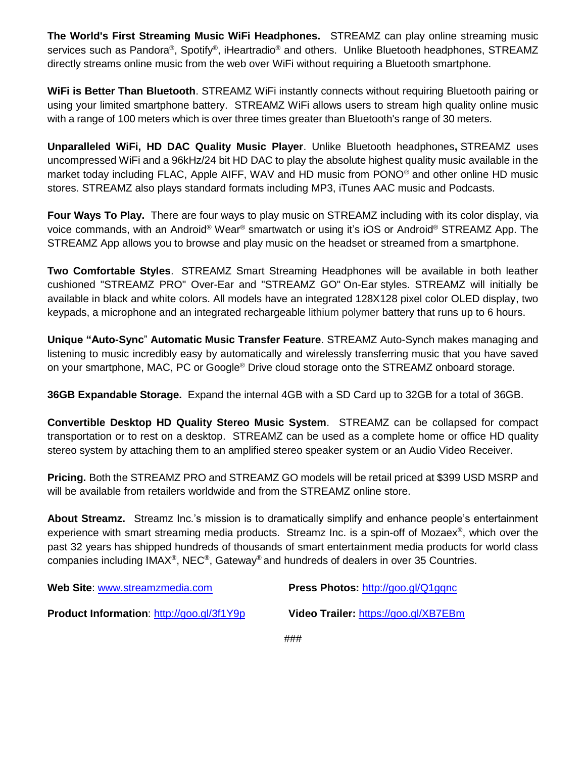**The World's First Streaming Music WiFi Headphones.** STREAMZ can play online streaming music services such as Pandora®, Spotify®, iHeartradio® and others. Unlike Bluetooth headphones, STREAMZ directly streams online music from the web over WiFi without requiring a Bluetooth smartphone.

**WiFi is Better Than Bluetooth**. STREAMZ WiFi instantly connects without requiring Bluetooth pairing or using your limited smartphone battery. STREAMZ WiFi allows users to stream high quality online music with a range of 100 meters which is over three times greater than Bluetooth's range of 30 meters.

**Unparalleled WiFi, HD DAC Quality Music Player**. Unlike Bluetooth headphones**,** STREAMZ uses uncompressed WiFi and a 96kHz/24 bit HD DAC to play the absolute highest quality music available in the market today including FLAC, Apple AIFF, WAV and HD music from PONO® and other online HD music stores. STREAMZ also plays standard formats including MP3, iTunes AAC music and Podcasts.

**Four Ways To Play.** There are four ways to play music on STREAMZ including with its color display, via voice commands, with an Android® Wear® smartwatch or using it's iOS or Android® STREAMZ App. The STREAMZ App allows you to browse and play music on the headset or streamed from a smartphone.

**Two Comfortable Styles**. STREAMZ Smart Streaming Headphones will be available in both leather cushioned "STREAMZ PRO" Over-Ear and "STREAMZ GO" On-Ear styles. STREAMZ will initially be available in black and white colors. All models have an integrated 128X128 pixel color OLED display, two keypads, a microphone and an integrated rechargeable lithium polymer battery that runs up to 6 hours.

**Unique "Auto-Sync" Automatic Music Transfer Feature**. STREAMZ Auto-Synch makes managing and listening to music incredibly easy by automatically and wirelessly transferring music that you have saved on your smartphone, MAC, PC or Google® Drive cloud storage onto the STREAMZ onboard storage.

**36GB Expandable Storage.** Expand the internal 4GB with a SD Card up to 32GB for a total of 36GB.

**Convertible Desktop HD Quality Stereo Music System**. STREAMZ can be collapsed for compact transportation or to rest on a desktop. STREAMZ can be used as a complete home or office HD quality stereo system by attaching them to an amplified stereo speaker system or an Audio Video Receiver.

**Pricing.** Both the STREAMZ PRO and STREAMZ GO models will be retail priced at $399 USD MSRP and will be available from retailers worldwide and from the STREAMZ online store.

**About Streamz.** Streamz Inc.'s mission is to dramatically simplify and enhance people's entertainment experience with smart streaming media products. Streamz Inc. is a spin-off of Mozaex®, which over the past 32 years has shipped hundreds of thousands of smart entertainment media products for world class companies including IMAX®, NEC®, Gateway® and hundreds of dealers in over 35 Countries.

**Web Site**: www.streamzmedia.com

**Press Photos:** http://goo.gl/Q1gqnc

**Product Information**: http://goo.gl/3f1Y9p

**Video Trailer:** https://goo.gl/XB7EBm

###